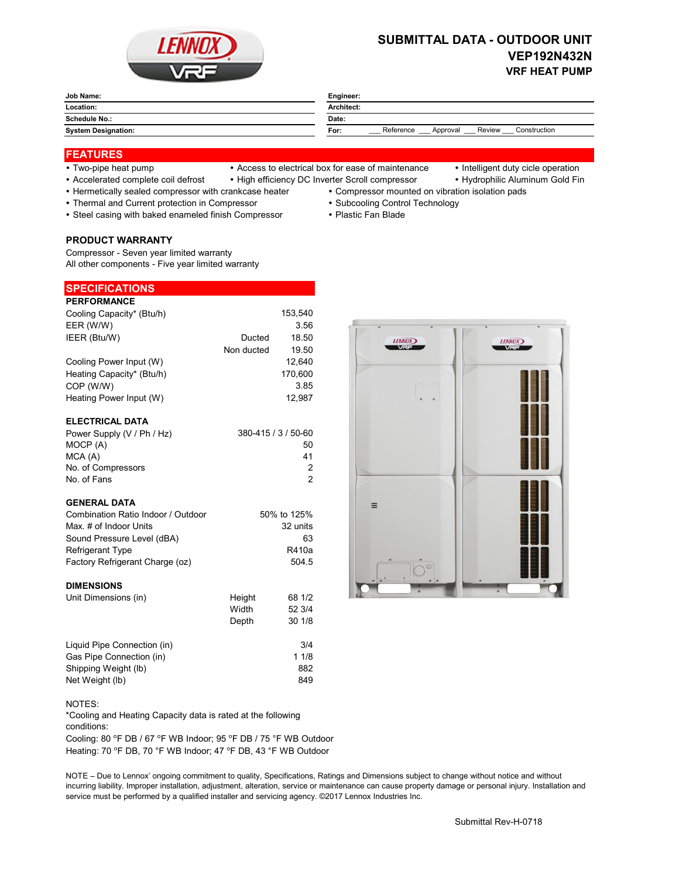# SUBMITTAL DATA - OUTDOOR UNIT
## VEP192N432N
### VRF HEAT PUMP

| | | | |
|---|---|---|---|
| **Job Name:** | | **Engineer:** | |
| **Location:** | | **Architect:** | |
| **Schedule No.:** | | **Date:** | |
| **System Designation:** | | **For:** | ___ Reference ___ Approval ___ Review ___ Construction |

## FEATURES

- Two-pipe heat pump
- Accelerated complete coil defrost
- Hermetically sealed compressor with crankcase heater
- Thermal and Current protection in Compressor
- Steel casing with baked enameled finish Compressor
- Access to electrical box for ease of maintenance
- High efficiency DC Inverter Scroll compressor
- Compressor mounted on vibration isolation pads
- Subcooling Control Technology
- Plastic Fan Blade
- Intelligent duty cicle operation
- Hydrophilic Aluminum Gold Fin

## PRODUCT WARRANTY

Compressor - Seven year limited warranty
All other components - Five year limited warranty

## SPECIFICATIONS

### PERFORMANCE

| | | |
|---|---|---|
| Cooling Capacity* (Btu/h) | | 153,540 |
| EER (W/W) | | 3.56 |
| IEER (Btu/W) | Ducted | 18.50 |
| | Non ducted | 19.50 |
| Cooling Power Input (W) | | 12,640 |
| Heating Capacity* (Btu/h) | | 170,600 |
| COP (W/W) | | 3.85 |
| Heating Power Input (W) | | 12,987 |

### ELECTRICAL DATA

| | |
|---|---|
| Power Supply (V / Ph / Hz) | 380-415 / 3 / 50-60 |
| MOCP (A) | 50 |
| MCA (A) | 41 |
| No. of Compressors | 2 |
| No. of Fans | 2 |

### GENERAL DATA

| | |
|---|---|
| Combination Ratio Indoor / Outdoor | 50% to 125% |
| Max. # of Indoor Units | 32 units |
| Sound Pressure Level (dBA) | 63 |
| Refrigerant Type | R410a |
| Factory Refrigerant Charge (oz) | 504.5 |

### DIMENSIONS

| | | |
|---|---|---|
| Unit Dimensions (in) | Height | 68 1/2 |
| | Width | 52 3/4 |
| | Depth | 30 1/8 |
| Liquid Pipe Connection (in) | | 3/4 |
| Gas Pipe Connection (in) | | 1 1/8 |
| Shipping Weight (lb) | | 882 |
| Net Weight (lb) | | 849 |

NOTES:
*Cooling and Heating Capacity data is rated at the following conditions:
Cooling: 80 °F DB / 67 °F WB Indoor; 95 °F DB / 75 °F WB Outdoor
Heating: 70 °F DB, 70 °F WB Indoor; 47 °F DB, 43 °F WB Outdoor

NOTE – Due to Lennox' ongoing commitment to quality, Specifications, Ratings and Dimensions subject to change without notice and without incurring liability. Improper installation, adjustment, alteration, service or maintenance can cause property damage or personal injury. Installation and service must be performed by a qualified installer and servicing agency. ©2017 Lennox Industries Inc.

Submittal Rev-H-0718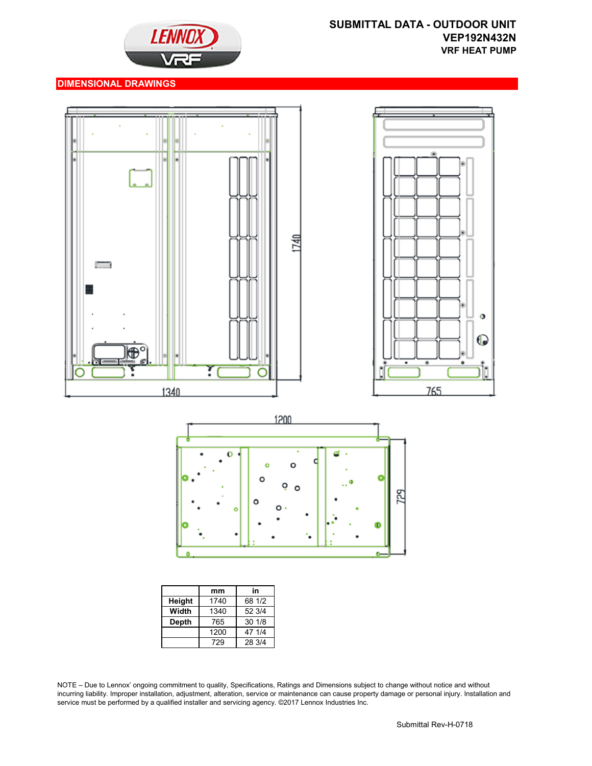# SUBMITTAL DATA - OUTDOOR UNIT
## VEP192N432N
### VRF HEAT PUMP

## DIMENSIONAL DRAWINGS

1740

1340

765

1200

729

| | mm | in |
|---|---|---|
| **Height** | 1740 | 68 1/2 |
| **Width** | 1340 | 52 3/4 |
| **Depth** | 765 | 30 1/8 |
| | 1200 | 47 1/4 |
| | 729 | 28 3/4 |

NOTE – Due to Lennox' ongoing commitment to quality, Specifications, Ratings and Dimensions subject to change without notice and without incurring liability. Improper installation, adjustment, alteration, service or maintenance can cause property damage or personal injury. Installation and service must be performed by a qualified installer and servicing agency. ©2017 Lennox Industries Inc.

Submittal Rev-H-0718